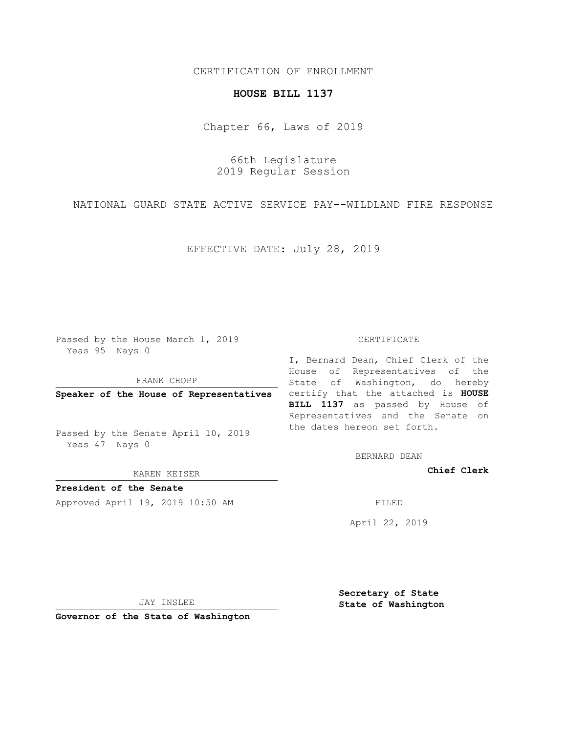CERTIFICATION OF ENROLLMENT

**HOUSE BILL 1137**

Chapter 66, Laws of 2019

66th Legislature
2019 Regular Session

NATIONAL GUARD STATE ACTIVE SERVICE PAY--WILDLAND FIRE RESPONSE

EFFECTIVE DATE: July 28, 2019

Passed by the House March 1, 2019
Yeas 95 Nays 0

FRANK CHOPP

**Speaker of the House of Representatives**

Passed by the Senate April 10, 2019
Yeas 47 Nays 0

KAREN KEISER

**President of the Senate**

Approved April 19, 2019 10:50 AM

JAY INSLEE

**Governor of the State of Washington**

CERTIFICATE

I, Bernard Dean, Chief Clerk of the House of Representatives of the State of Washington, do hereby certify that the attached is **HOUSE BILL 1137** as passed by House of Representatives and the Senate on the dates hereon set forth.

BERNARD DEAN

**Chief Clerk**

FILED

April 22, 2019

**Secretary of State**
**State of Washington**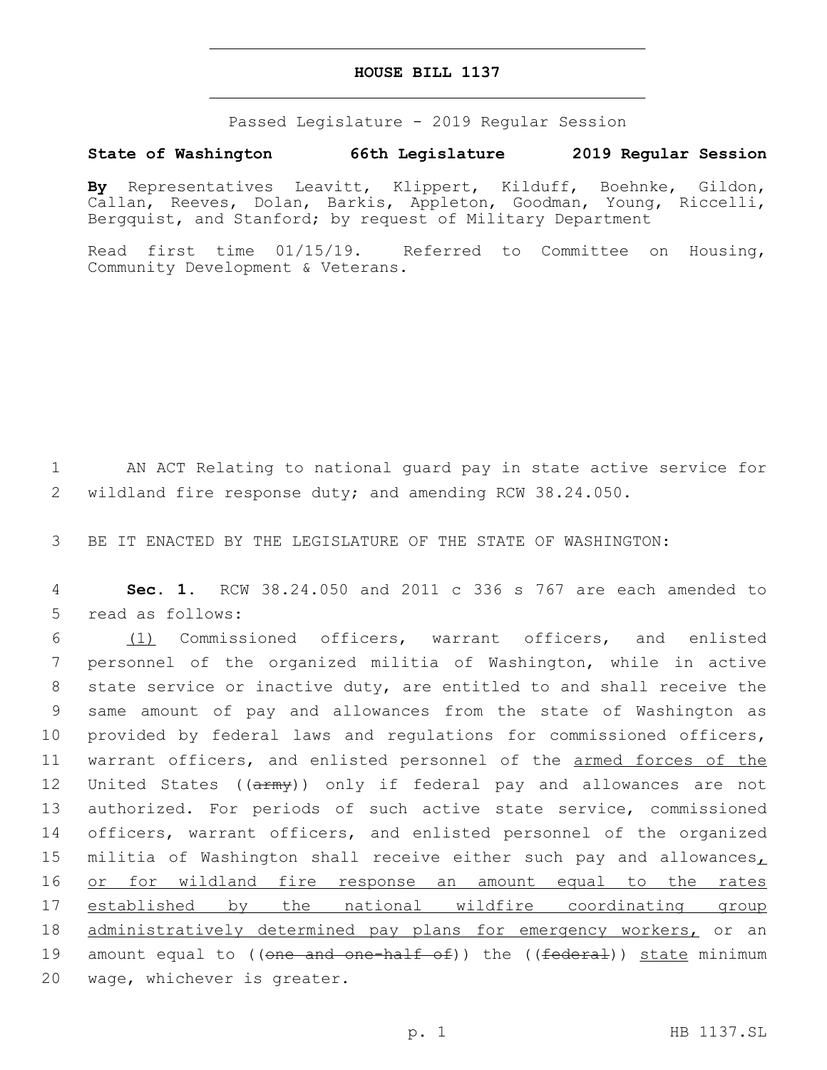# HOUSE BILL 1137

Passed Legislature - 2019 Regular Session

**State of Washington 66th Legislature 2019 Regular Session**

**By** Representatives Leavitt, Klippert, Kilduff, Boehnke, Gildon, Callan, Reeves, Dolan, Barkis, Appleton, Goodman, Young, Riccelli, Bergquist, and Stanford; by request of Military Department

Read first time 01/15/19. Referred to Committee on Housing, Community Development & Veterans.

1 AN ACT Relating to national guard pay in state active service for
2 wildland fire response duty; and amending RCW 38.24.050.

3 BE IT ENACTED BY THE LEGISLATURE OF THE STATE OF WASHINGTON:

4 **Sec. 1.** RCW 38.24.050 and 2011 c 336 s 767 are each amended to
5 read as follows:

6 <u>(1)</u> Commissioned officers, warrant officers, and enlisted
7 personnel of the organized militia of Washington, while in active
8 state service or inactive duty, are entitled to and shall receive the
9 same amount of pay and allowances from the state of Washington as
10 provided by federal laws and regulations for commissioned officers,
11 warrant officers, and enlisted personnel of the <u>armed forces of the</u>
12 United States ((~~army~~)) only if federal pay and allowances are not
13 authorized. For periods of such active state service, commissioned
14 officers, warrant officers, and enlisted personnel of the organized
15 militia of Washington shall receive either such pay and allowances<u>,</u>
16 <u>or for wildland fire response an amount equal to the rates</u>
17 <u>established by the national wildfire coordinating group</u>
18 <u>administratively determined pay plans for emergency workers,</u> or an
19 amount equal to ((~~one and one-half of~~)) the ((~~federal~~)) <u>state</u> minimum
20 wage, whichever is greater.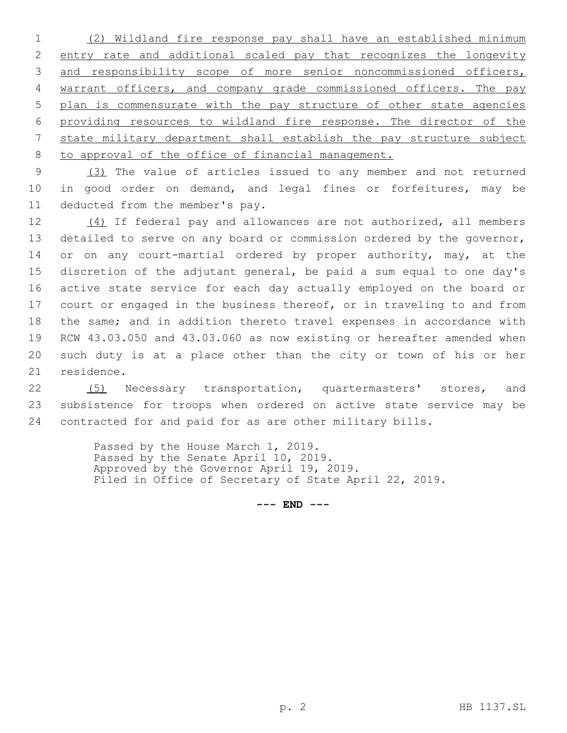(2) Wildland fire response pay shall have an established minimum entry rate and additional scaled pay that recognizes the longevity and responsibility scope of more senior noncommissioned officers, warrant officers, and company grade commissioned officers. The pay plan is commensurate with the pay structure of other state agencies providing resources to wildland fire response. The director of the state military department shall establish the pay structure subject to approval of the office of financial management.

(3) The value of articles issued to any member and not returned in good order on demand, and legal fines or forfeitures, may be deducted from the member's pay.

(4) If federal pay and allowances are not authorized, all members detailed to serve on any board or commission ordered by the governor, or on any court-martial ordered by proper authority, may, at the discretion of the adjutant general, be paid a sum equal to one day's active state service for each day actually employed on the board or court or engaged in the business thereof, or in traveling to and from the same; and in addition thereto travel expenses in accordance with RCW 43.03.050 and 43.03.060 as now existing or hereafter amended when such duty is at a place other than the city or town of his or her residence.

(5) Necessary transportation, quartermasters' stores, and subsistence for troops when ordered on active state service may be contracted for and paid for as are other military bills.

Passed by the House March 1, 2019.
Passed by the Senate April 10, 2019.
Approved by the Governor April 19, 2019.
Filed in Office of Secretary of State April 22, 2019.

**--- END ---**